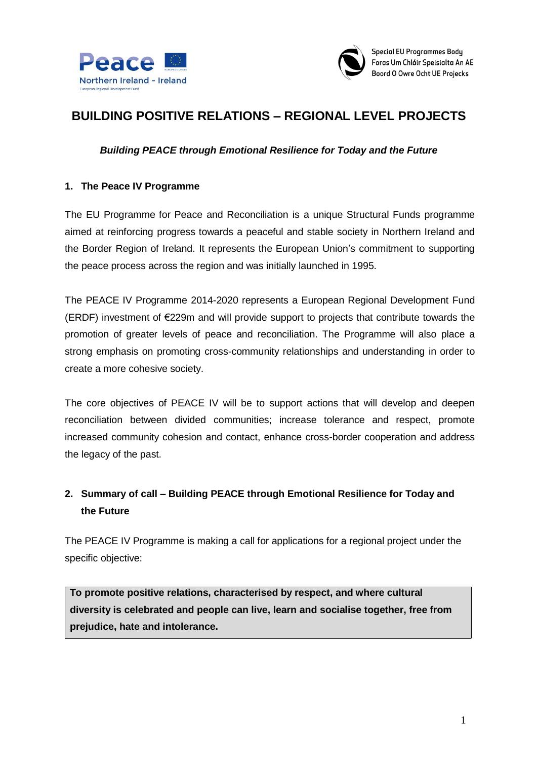Peace
Northern Ireland - Ireland
European Regional Development Fund

Special EU Programmes Body
Foras Um Chláir Speisialta An AE
Boord O Owre Ocht UE Projecks

# BUILDING POSITIVE RELATIONS – REGIONAL LEVEL PROJECTS

***Building PEACE through Emotional Resilience for Today and the Future***

## 1. The Peace IV Programme

The EU Programme for Peace and Reconciliation is a unique Structural Funds programme aimed at reinforcing progress towards a peaceful and stable society in Northern Ireland and the Border Region of Ireland. It represents the European Union's commitment to supporting the peace process across the region and was initially launched in 1995.

The PEACE IV Programme 2014-2020 represents a European Regional Development Fund (ERDF) investment of €229m and will provide support to projects that contribute towards the promotion of greater levels of peace and reconciliation. The Programme will also place a strong emphasis on promoting cross-community relationships and understanding in order to create a more cohesive society.

The core objectives of PEACE IV will be to support actions that will develop and deepen reconciliation between divided communities; increase tolerance and respect, promote increased community cohesion and contact, enhance cross-border cooperation and address the legacy of the past.

## 2. Summary of call – Building PEACE through Emotional Resilience for Today and the Future

The PEACE IV Programme is making a call for applications for a regional project under the specific objective:

| **To promote positive relations, characterised by respect, and where cultural diversity is celebrated and people can live, learn and socialise together, free from prejudice, hate and intolerance.** |
|---|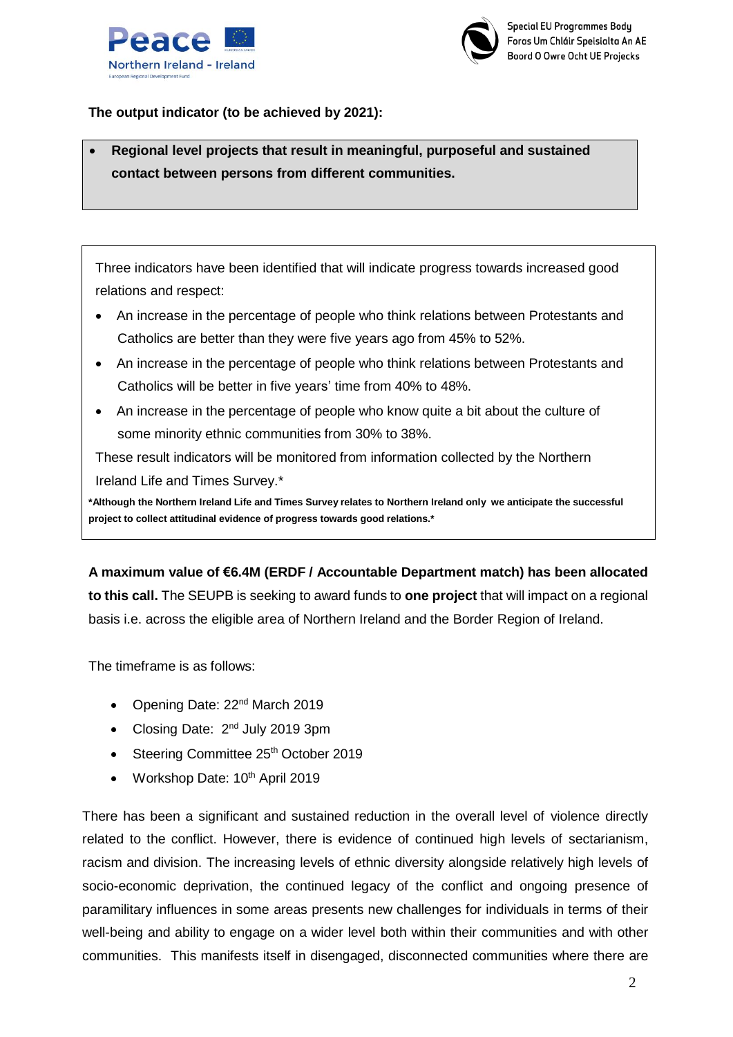**The output indicator (to be achieved by 2021):**

- **Regional level projects that result in meaningful, purposeful and sustained contact between persons from different communities.**

Three indicators have been identified that will indicate progress towards increased good relations and respect:

- An increase in the percentage of people who think relations between Protestants and Catholics are better than they were five years ago from 45% to 52%.
- An increase in the percentage of people who think relations between Protestants and Catholics will be better in five years' time from 40% to 48%.
- An increase in the percentage of people who know quite a bit about the culture of some minority ethnic communities from 30% to 38%.

These result indicators will be monitored from information collected by the Northern Ireland Life and Times Survey.*

***Although the Northern Ireland Life and Times Survey relates to Northern Ireland only we anticipate the successful project to collect attitudinal evidence of progress towards good relations.***

**A maximum value of €6.4M (ERDF / Accountable Department match) has been allocated to this call.** The SEUPB is seeking to award funds to **one project** that will impact on a regional basis i.e. across the eligible area of Northern Ireland and the Border Region of Ireland.

The timeframe is as follows:

- Opening Date: 22nd March 2019
- Closing Date: 2nd July 2019 3pm
- Steering Committee 25th October 2019
- Workshop Date: 10th April 2019

There has been a significant and sustained reduction in the overall level of violence directly related to the conflict. However, there is evidence of continued high levels of sectarianism, racism and division. The increasing levels of ethnic diversity alongside relatively high levels of socio-economic deprivation, the continued legacy of the conflict and ongoing presence of paramilitary influences in some areas presents new challenges for individuals in terms of their well-being and ability to engage on a wider level both within their communities and with other communities. This manifests itself in disengaged, disconnected communities where there are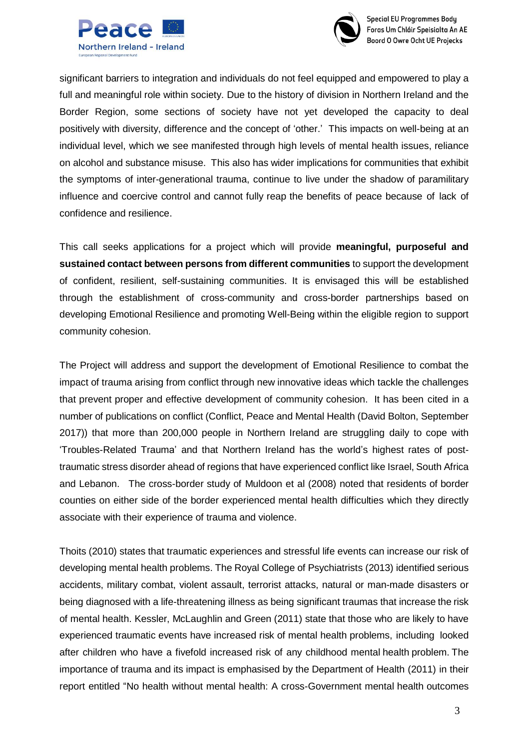significant barriers to integration and individuals do not feel equipped and empowered to play a full and meaningful role within society. Due to the history of division in Northern Ireland and the Border Region, some sections of society have not yet developed the capacity to deal positively with diversity, difference and the concept of 'other.' This impacts on well-being at an individual level, which we see manifested through high levels of mental health issues, reliance on alcohol and substance misuse. This also has wider implications for communities that exhibit the symptoms of inter-generational trauma, continue to live under the shadow of paramilitary influence and coercive control and cannot fully reap the benefits of peace because of lack of confidence and resilience.

This call seeks applications for a project which will provide **meaningful, purposeful and sustained contact between persons from different communities** to support the development of confident, resilient, self-sustaining communities. It is envisaged this will be established through the establishment of cross-community and cross-border partnerships based on developing Emotional Resilience and promoting Well-Being within the eligible region to support community cohesion.

The Project will address and support the development of Emotional Resilience to combat the impact of trauma arising from conflict through new innovative ideas which tackle the challenges that prevent proper and effective development of community cohesion. It has been cited in a number of publications on conflict (Conflict, Peace and Mental Health (David Bolton, September 2017)) that more than 200,000 people in Northern Ireland are struggling daily to cope with 'Troubles-Related Trauma' and that Northern Ireland has the world's highest rates of post-traumatic stress disorder ahead of regions that have experienced conflict like Israel, South Africa and Lebanon. The cross-border study of Muldoon et al (2008) noted that residents of border counties on either side of the border experienced mental health difficulties which they directly associate with their experience of trauma and violence.

Thoits (2010) states that traumatic experiences and stressful life events can increase our risk of developing mental health problems. The Royal College of Psychiatrists (2013) identified serious accidents, military combat, violent assault, terrorist attacks, natural or man-made disasters or being diagnosed with a life-threatening illness as being significant traumas that increase the risk of mental health. Kessler, McLaughlin and Green (2011) state that those who are likely to have experienced traumatic events have increased risk of mental health problems, including looked after children who have a fivefold increased risk of any childhood mental health problem. The importance of trauma and its impact is emphasised by the Department of Health (2011) in their report entitled "No health without mental health: A cross-Government mental health outcomes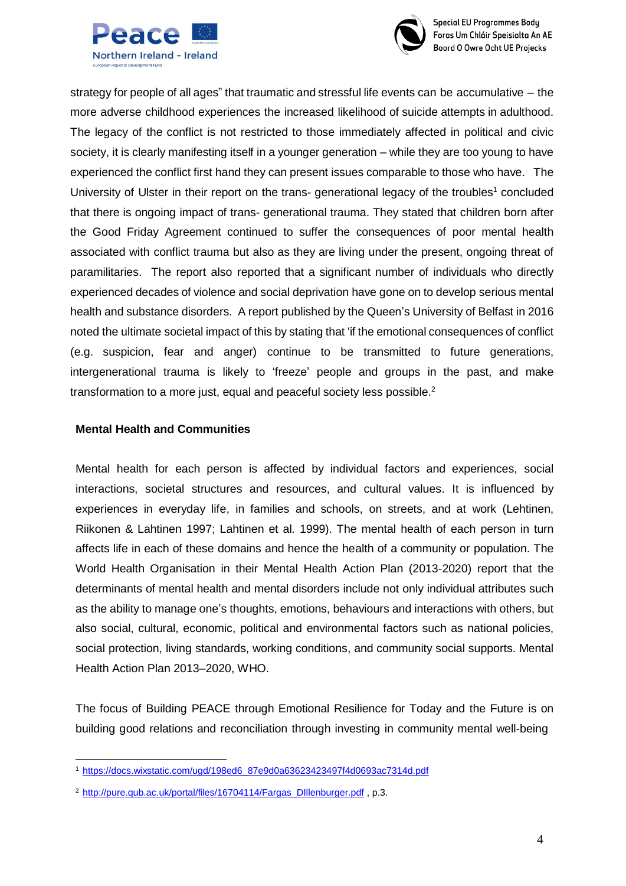strategy for people of all ages" that traumatic and stressful life events can be accumulative – the more adverse childhood experiences the increased likelihood of suicide attempts in adulthood. The legacy of the conflict is not restricted to those immediately affected in political and civic society, it is clearly manifesting itself in a younger generation – while they are too young to have experienced the conflict first hand they can present issues comparable to those who have. The University of Ulster in their report on the trans- generational legacy of the troubles[1] concluded that there is ongoing impact of trans- generational trauma. They stated that children born after the Good Friday Agreement continued to suffer the consequences of poor mental health associated with conflict trauma but also as they are living under the present, ongoing threat of paramilitaries. The report also reported that a significant number of individuals who directly experienced decades of violence and social deprivation have gone on to develop serious mental health and substance disorders. A report published by the Queen's University of Belfast in 2016 noted the ultimate societal impact of this by stating that 'if the emotional consequences of conflict (e.g. suspicion, fear and anger) continue to be transmitted to future generations, intergenerational trauma is likely to 'freeze' people and groups in the past, and make transformation to a more just, equal and peaceful society less possible.[2]

**Mental Health and Communities**

Mental health for each person is affected by individual factors and experiences, social interactions, societal structures and resources, and cultural values. It is influenced by experiences in everyday life, in families and schools, on streets, and at work (Lehtinen, Riikonen & Lahtinen 1997; Lahtinen et al. 1999). The mental health of each person in turn affects life in each of these domains and hence the health of a community or population. The World Health Organisation in their Mental Health Action Plan (2013-2020) report that the determinants of mental health and mental disorders include not only individual attributes such as the ability to manage one's thoughts, emotions, behaviours and interactions with others, but also social, cultural, economic, political and environmental factors such as national policies, social protection, living standards, working conditions, and community social supports. Mental Health Action Plan 2013–2020, WHO.

The focus of Building PEACE through Emotional Resilience for Today and the Future is on building good relations and reconciliation through investing in community mental well-being

---

[1] https://docs.wixstatic.com/ugd/198ed6_87e9d0a63623423497f4d0693ac7314d.pdf

[2] http://pure.qub.ac.uk/portal/files/16704114/Fargas_DIllenburger.pdf , p.3.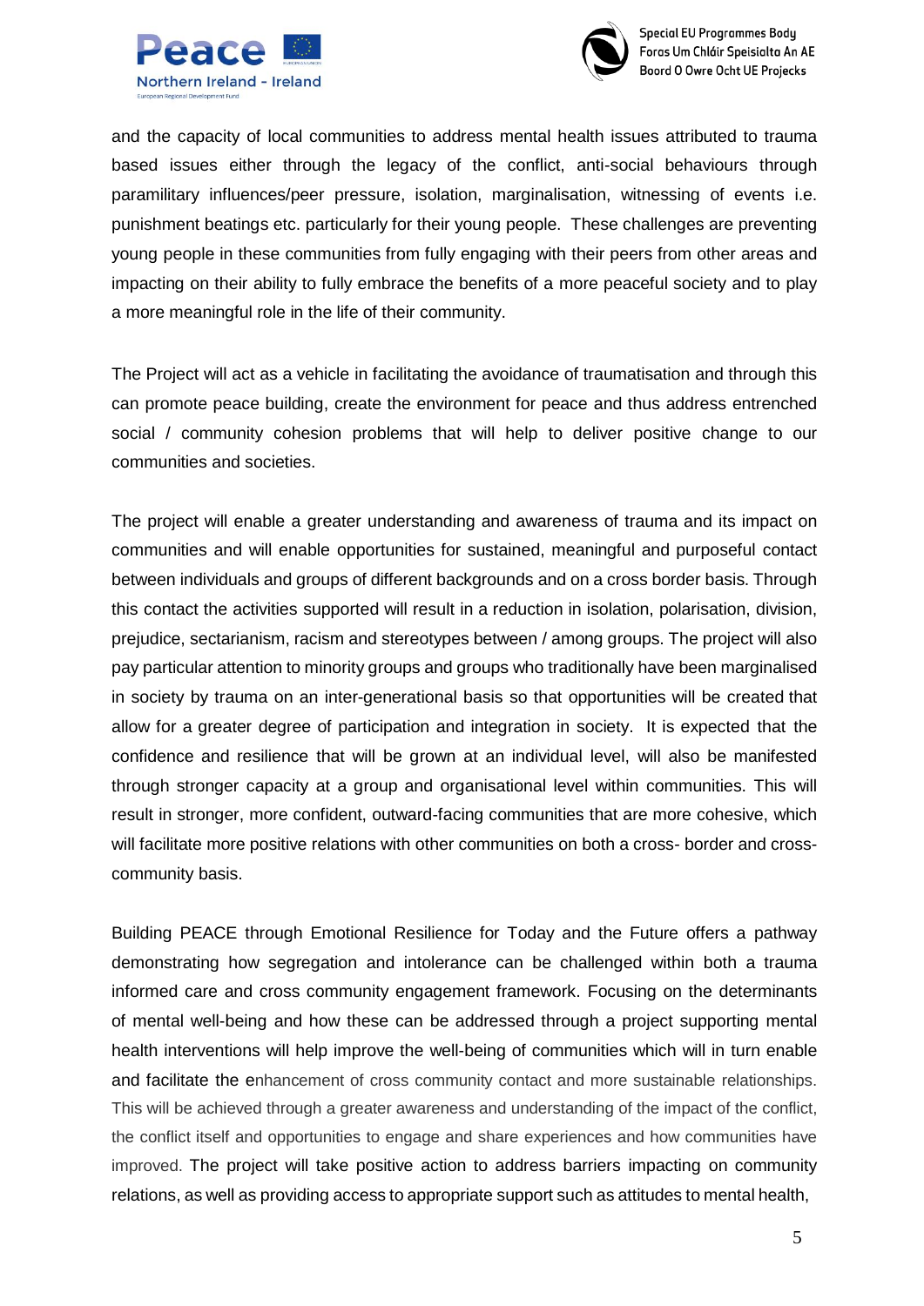and the capacity of local communities to address mental health issues attributed to trauma based issues either through the legacy of the conflict, anti-social behaviours through paramilitary influences/peer pressure, isolation, marginalisation, witnessing of events i.e. punishment beatings etc. particularly for their young people. These challenges are preventing young people in these communities from fully engaging with their peers from other areas and impacting on their ability to fully embrace the benefits of a more peaceful society and to play a more meaningful role in the life of their community.

The Project will act as a vehicle in facilitating the avoidance of traumatisation and through this can promote peace building, create the environment for peace and thus address entrenched social / community cohesion problems that will help to deliver positive change to our communities and societies.

The project will enable a greater understanding and awareness of trauma and its impact on communities and will enable opportunities for sustained, meaningful and purposeful contact between individuals and groups of different backgrounds and on a cross border basis. Through this contact the activities supported will result in a reduction in isolation, polarisation, division, prejudice, sectarianism, racism and stereotypes between / among groups. The project will also pay particular attention to minority groups and groups who traditionally have been marginalised in society by trauma on an inter-generational basis so that opportunities will be created that allow for a greater degree of participation and integration in society. It is expected that the confidence and resilience that will be grown at an individual level, will also be manifested through stronger capacity at a group and organisational level within communities. This will result in stronger, more confident, outward-facing communities that are more cohesive, which will facilitate more positive relations with other communities on both a cross- border and cross-community basis.

Building PEACE through Emotional Resilience for Today and the Future offers a pathway demonstrating how segregation and intolerance can be challenged within both a trauma informed care and cross community engagement framework. Focusing on the determinants of mental well-being and how these can be addressed through a project supporting mental health interventions will help improve the well-being of communities which will in turn enable and facilitate the enhancement of cross community contact and more sustainable relationships. This will be achieved through a greater awareness and understanding of the impact of the conflict, the conflict itself and opportunities to engage and share experiences and how communities have improved. The project will take positive action to address barriers impacting on community relations, as well as providing access to appropriate support such as attitudes to mental health,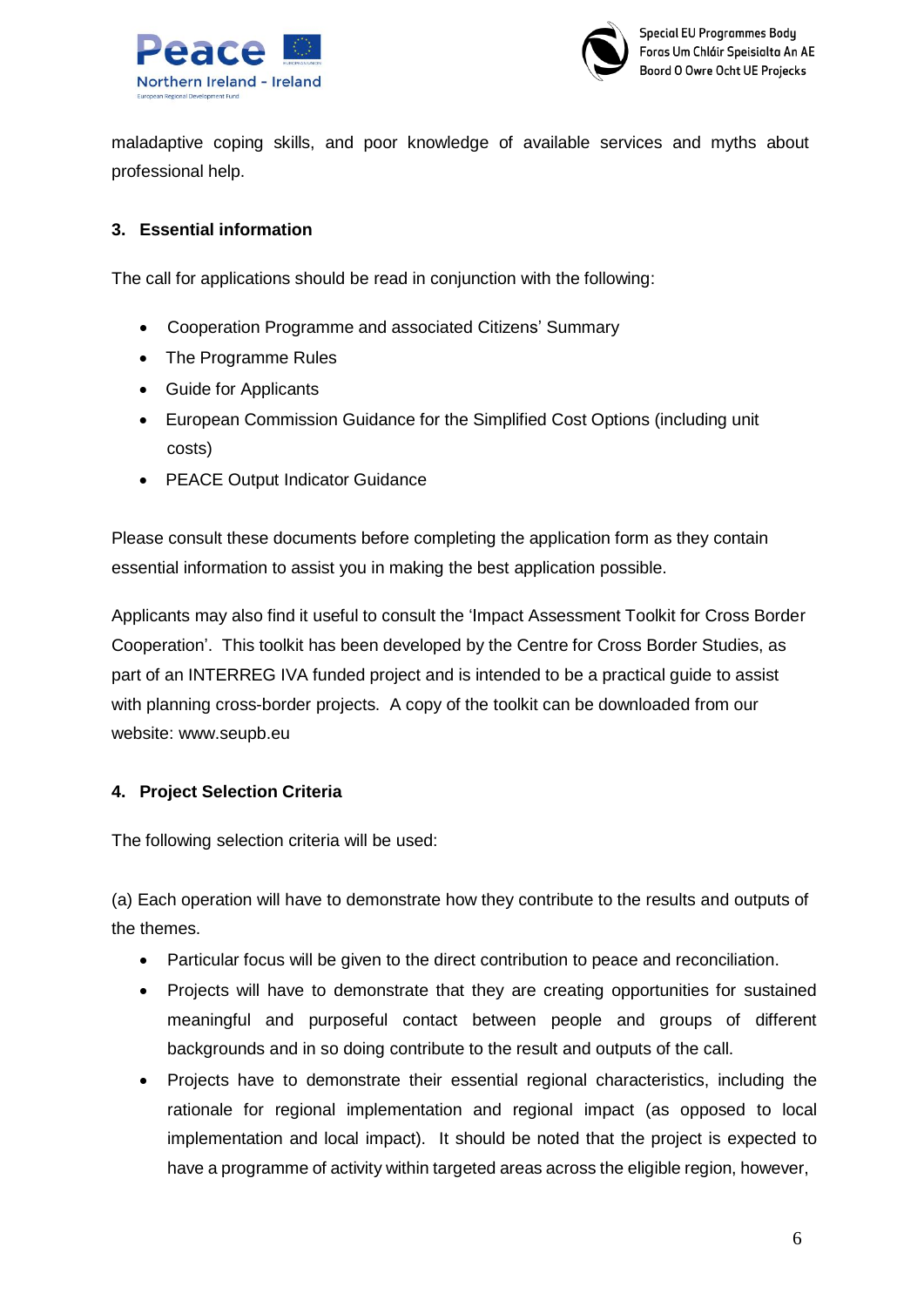maladaptive coping skills, and poor knowledge of available services and myths about professional help.

## 3. Essential information

The call for applications should be read in conjunction with the following:

- Cooperation Programme and associated Citizens' Summary
- The Programme Rules
- Guide for Applicants
- European Commission Guidance for the Simplified Cost Options (including unit costs)
- PEACE Output Indicator Guidance

Please consult these documents before completing the application form as they contain essential information to assist you in making the best application possible.

Applicants may also find it useful to consult the 'Impact Assessment Toolkit for Cross Border Cooperation'. This toolkit has been developed by the Centre for Cross Border Studies, as part of an INTERREG IVA funded project and is intended to be a practical guide to assist with planning cross-border projects. A copy of the toolkit can be downloaded from our website: www.seupb.eu

## 4. Project Selection Criteria

The following selection criteria will be used:

(a) Each operation will have to demonstrate how they contribute to the results and outputs of the themes.

- Particular focus will be given to the direct contribution to peace and reconciliation.
- Projects will have to demonstrate that they are creating opportunities for sustained meaningful and purposeful contact between people and groups of different backgrounds and in so doing contribute to the result and outputs of the call.
- Projects have to demonstrate their essential regional characteristics, including the rationale for regional implementation and regional impact (as opposed to local implementation and local impact). It should be noted that the project is expected to have a programme of activity within targeted areas across the eligible region, however,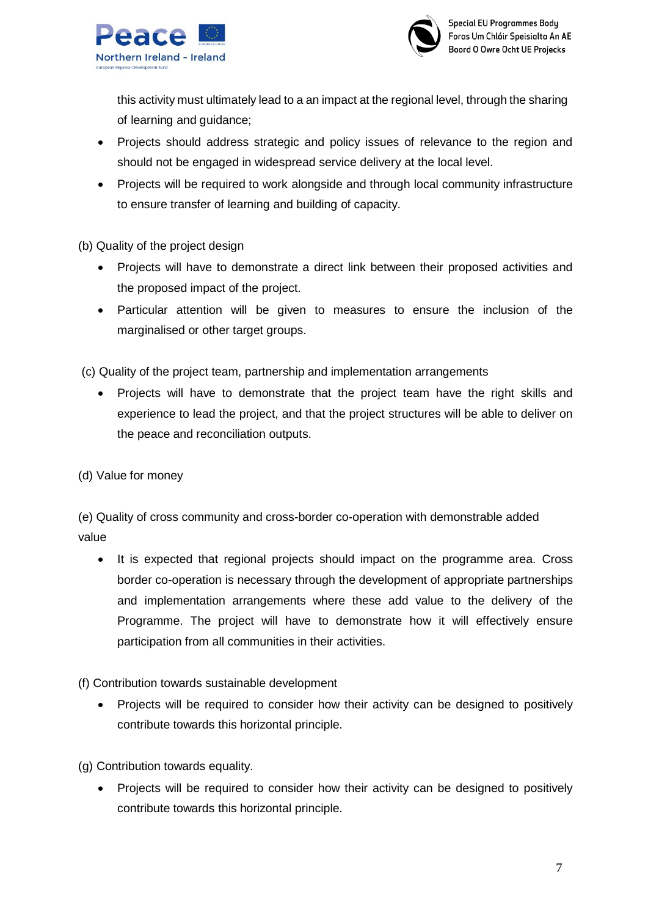this activity must ultimately lead to a an impact at the regional level, through the sharing of learning and guidance;

- Projects should address strategic and policy issues of relevance to the region and should not be engaged in widespread service delivery at the local level.
- Projects will be required to work alongside and through local community infrastructure to ensure transfer of learning and building of capacity.

(b) Quality of the project design

- Projects will have to demonstrate a direct link between their proposed activities and the proposed impact of the project.
- Particular attention will be given to measures to ensure the inclusion of the marginalised or other target groups.

(c) Quality of the project team, partnership and implementation arrangements

- Projects will have to demonstrate that the project team have the right skills and experience to lead the project, and that the project structures will be able to deliver on the peace and reconciliation outputs.

(d) Value for money

(e) Quality of cross community and cross-border co-operation with demonstrable added value

- It is expected that regional projects should impact on the programme area. Cross border co-operation is necessary through the development of appropriate partnerships and implementation arrangements where these add value to the delivery of the Programme. The project will have to demonstrate how it will effectively ensure participation from all communities in their activities.

(f) Contribution towards sustainable development

- Projects will be required to consider how their activity can be designed to positively contribute towards this horizontal principle.

(g) Contribution towards equality.

- Projects will be required to consider how their activity can be designed to positively contribute towards this horizontal principle.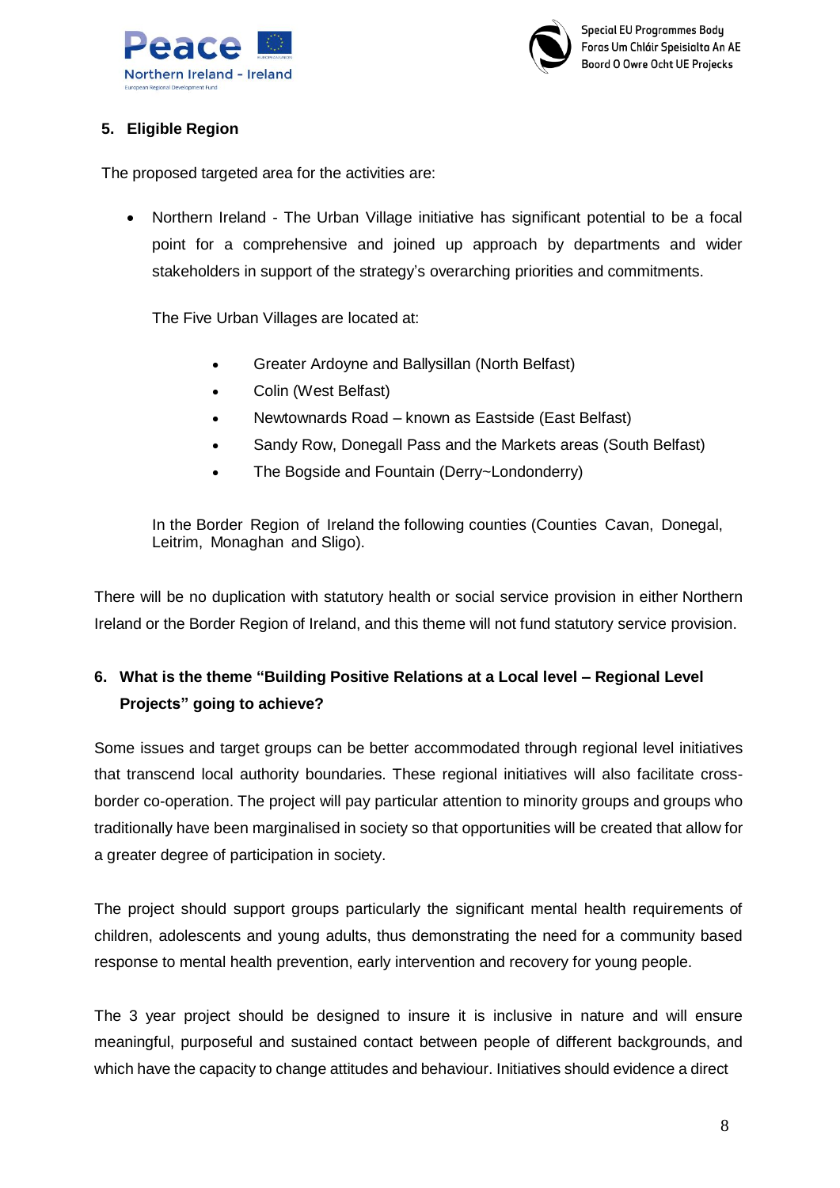## 5. Eligible Region

The proposed targeted area for the activities are:

- Northern Ireland - The Urban Village initiative has significant potential to be a focal point for a comprehensive and joined up approach by departments and wider stakeholders in support of the strategy's overarching priorities and commitments.

  The Five Urban Villages are located at:

  - Greater Ardoyne and Ballysillan (North Belfast)
  - Colin (West Belfast)
  - Newtownards Road – known as Eastside (East Belfast)
  - Sandy Row, Donegall Pass and the Markets areas (South Belfast)
  - The Bogside and Fountain (Derry~Londonderry)

  In the Border Region of Ireland the following counties (Counties Cavan, Donegal, Leitrim, Monaghan and Sligo).

There will be no duplication with statutory health or social service provision in either Northern Ireland or the Border Region of Ireland, and this theme will not fund statutory service provision.

## 6. What is the theme "Building Positive Relations at a Local level – Regional Level Projects" going to achieve?

Some issues and target groups can be better accommodated through regional level initiatives that transcend local authority boundaries. These regional initiatives will also facilitate cross-border co-operation. The project will pay particular attention to minority groups and groups who traditionally have been marginalised in society so that opportunities will be created that allow for a greater degree of participation in society.

The project should support groups particularly the significant mental health requirements of children, adolescents and young adults, thus demonstrating the need for a community based response to mental health prevention, early intervention and recovery for young people.

The 3 year project should be designed to insure it is inclusive in nature and will ensure meaningful, purposeful and sustained contact between people of different backgrounds, and which have the capacity to change attitudes and behaviour. Initiatives should evidence a direct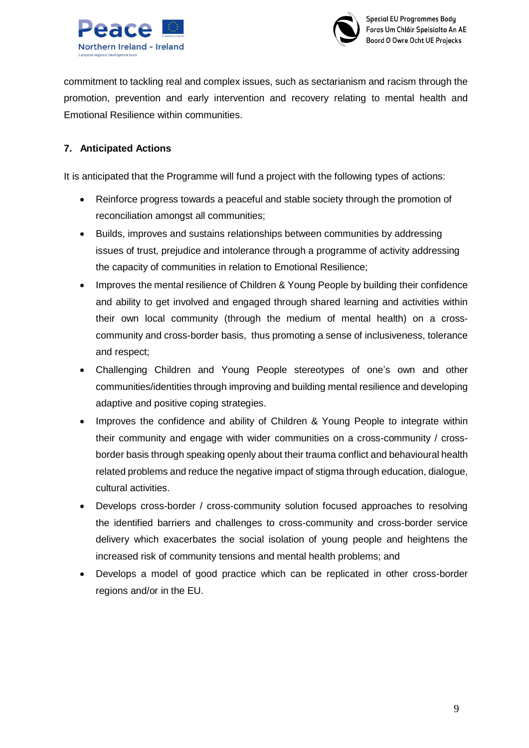commitment to tackling real and complex issues, such as sectarianism and racism through the promotion, prevention and early intervention and recovery relating to mental health and Emotional Resilience within communities.

## 7. Anticipated Actions

It is anticipated that the Programme will fund a project with the following types of actions:

- Reinforce progress towards a peaceful and stable society through the promotion of reconciliation amongst all communities;
- Builds, improves and sustains relationships between communities by addressing issues of trust, prejudice and intolerance through a programme of activity addressing the capacity of communities in relation to Emotional Resilience;
- Improves the mental resilience of Children & Young People by building their confidence and ability to get involved and engaged through shared learning and activities within their own local community (through the medium of mental health) on a cross-community and cross-border basis, thus promoting a sense of inclusiveness, tolerance and respect;
- Challenging Children and Young People stereotypes of one's own and other communities/identities through improving and building mental resilience and developing adaptive and positive coping strategies.
- Improves the confidence and ability of Children & Young People to integrate within their community and engage with wider communities on a cross-community / cross-border basis through speaking openly about their trauma conflict and behavioural health related problems and reduce the negative impact of stigma through education, dialogue, cultural activities.
- Develops cross-border / cross-community solution focused approaches to resolving the identified barriers and challenges to cross-community and cross-border service delivery which exacerbates the social isolation of young people and heightens the increased risk of community tensions and mental health problems; and
- Develops a model of good practice which can be replicated in other cross-border regions and/or in the EU.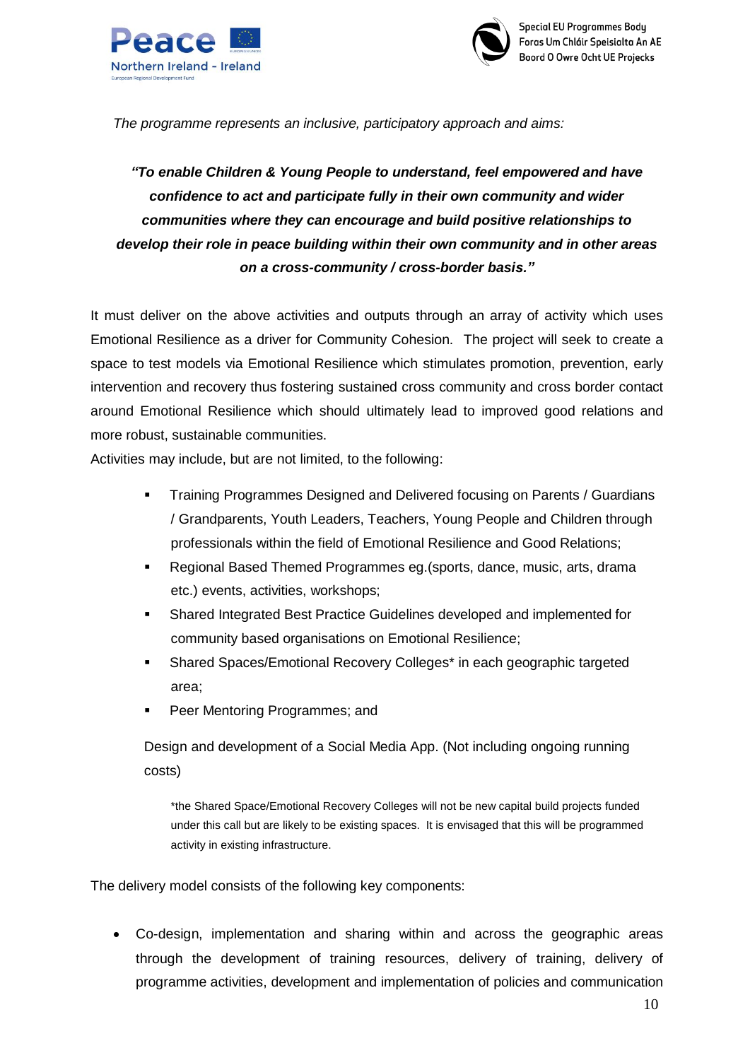*The programme represents an inclusive, participatory approach and aims:*

***"To enable Children & Young People to understand, feel empowered and have confidence to act and participate fully in their own community and wider communities where they can encourage and build positive relationships to develop their role in peace building within their own community and in other areas on a cross-community / cross-border basis."***

It must deliver on the above activities and outputs through an array of activity which uses Emotional Resilience as a driver for Community Cohesion. The project will seek to create a space to test models via Emotional Resilience which stimulates promotion, prevention, early intervention and recovery thus fostering sustained cross community and cross border contact around Emotional Resilience which should ultimately lead to improved good relations and more robust, sustainable communities.

Activities may include, but are not limited, to the following:

- Training Programmes Designed and Delivered focusing on Parents / Guardians / Grandparents, Youth Leaders, Teachers, Young People and Children through professionals within the field of Emotional Resilience and Good Relations;
- Regional Based Themed Programmes eg.(sports, dance, music, arts, drama etc.) events, activities, workshops;
- Shared Integrated Best Practice Guidelines developed and implemented for community based organisations on Emotional Resilience;
- Shared Spaces/Emotional Recovery Colleges* in each geographic targeted area;
- Peer Mentoring Programmes; and

Design and development of a Social Media App. (Not including ongoing running costs)

*the Shared Space/Emotional Recovery Colleges will not be new capital build projects funded under this call but are likely to be existing spaces. It is envisaged that this will be programmed activity in existing infrastructure.

The delivery model consists of the following key components:

- Co-design, implementation and sharing within and across the geographic areas through the development of training resources, delivery of training, delivery of programme activities, development and implementation of policies and communication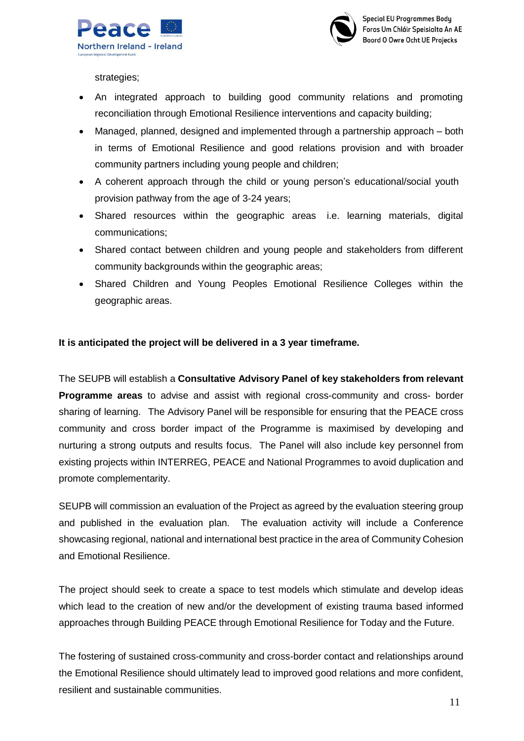strategies;

- An integrated approach to building good community relations and promoting reconciliation through Emotional Resilience interventions and capacity building;
- Managed, planned, designed and implemented through a partnership approach – both in terms of Emotional Resilience and good relations provision and with broader community partners including young people and children;
- A coherent approach through the child or young person's educational/social youth provision pathway from the age of 3-24 years;
- Shared resources within the geographic areas i.e. learning materials, digital communications;
- Shared contact between children and young people and stakeholders from different community backgrounds within the geographic areas;
- Shared Children and Young Peoples Emotional Resilience Colleges within the geographic areas.

**It is anticipated the project will be delivered in a 3 year timeframe.**

The SEUPB will establish a **Consultative Advisory Panel of key stakeholders from relevant Programme areas** to advise and assist with regional cross-community and cross- border sharing of learning. The Advisory Panel will be responsible for ensuring that the PEACE cross community and cross border impact of the Programme is maximised by developing and nurturing a strong outputs and results focus. The Panel will also include key personnel from existing projects within INTERREG, PEACE and National Programmes to avoid duplication and promote complementarity.

SEUPB will commission an evaluation of the Project as agreed by the evaluation steering group and published in the evaluation plan. The evaluation activity will include a Conference showcasing regional, national and international best practice in the area of Community Cohesion and Emotional Resilience.

The project should seek to create a space to test models which stimulate and develop ideas which lead to the creation of new and/or the development of existing trauma based informed approaches through Building PEACE through Emotional Resilience for Today and the Future.

The fostering of sustained cross-community and cross-border contact and relationships around the Emotional Resilience should ultimately lead to improved good relations and more confident, resilient and sustainable communities.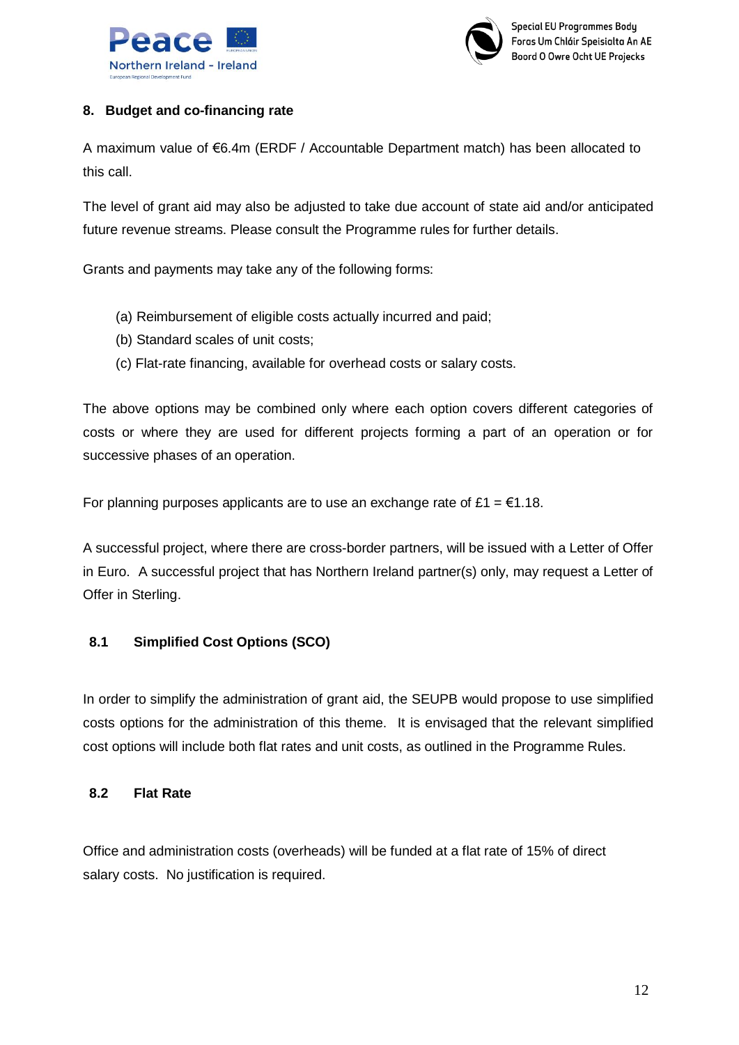## 8. Budget and co-financing rate

A maximum value of €6.4m (ERDF / Accountable Department match) has been allocated to this call.

The level of grant aid may also be adjusted to take due account of state aid and/or anticipated future revenue streams. Please consult the Programme rules for further details.

Grants and payments may take any of the following forms:

(a) Reimbursement of eligible costs actually incurred and paid;
(b) Standard scales of unit costs;
(c) Flat-rate financing, available for overhead costs or salary costs.

The above options may be combined only where each option covers different categories of costs or where they are used for different projects forming a part of an operation or for successive phases of an operation.

For planning purposes applicants are to use an exchange rate of £1 = €1.18.

A successful project, where there are cross-border partners, will be issued with a Letter of Offer in Euro. A successful project that has Northern Ireland partner(s) only, may request a Letter of Offer in Sterling.

### 8.1 Simplified Cost Options (SCO)

In order to simplify the administration of grant aid, the SEUPB would propose to use simplified costs options for the administration of this theme. It is envisaged that the relevant simplified cost options will include both flat rates and unit costs, as outlined in the Programme Rules.

### 8.2 Flat Rate

Office and administration costs (overheads) will be funded at a flat rate of 15% of direct salary costs. No justification is required.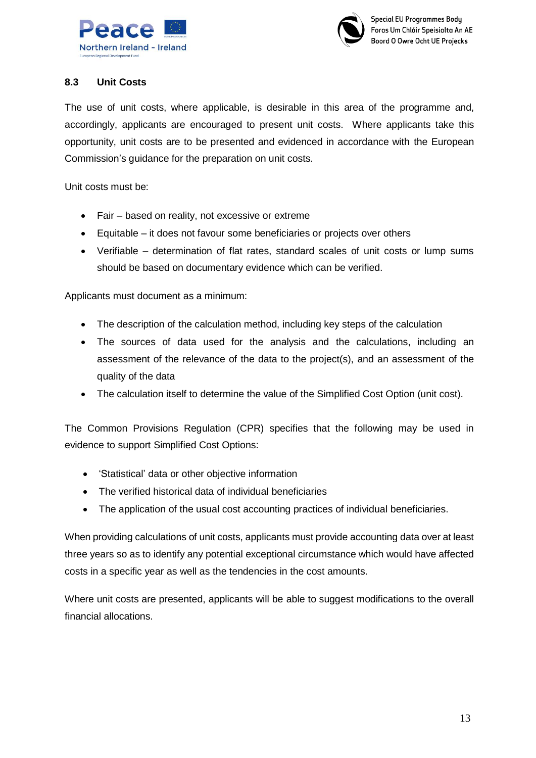### 8.3 Unit Costs

The use of unit costs, where applicable, is desirable in this area of the programme and, accordingly, applicants are encouraged to present unit costs. Where applicants take this opportunity, unit costs are to be presented and evidenced in accordance with the European Commission's guidance for the preparation on unit costs.

Unit costs must be:

- Fair – based on reality, not excessive or extreme
- Equitable – it does not favour some beneficiaries or projects over others
- Verifiable – determination of flat rates, standard scales of unit costs or lump sums should be based on documentary evidence which can be verified.

Applicants must document as a minimum:

- The description of the calculation method, including key steps of the calculation
- The sources of data used for the analysis and the calculations, including an assessment of the relevance of the data to the project(s), and an assessment of the quality of the data
- The calculation itself to determine the value of the Simplified Cost Option (unit cost).

The Common Provisions Regulation (CPR) specifies that the following may be used in evidence to support Simplified Cost Options:

- 'Statistical' data or other objective information
- The verified historical data of individual beneficiaries
- The application of the usual cost accounting practices of individual beneficiaries.

When providing calculations of unit costs, applicants must provide accounting data over at least three years so as to identify any potential exceptional circumstance which would have affected costs in a specific year as well as the tendencies in the cost amounts.

Where unit costs are presented, applicants will be able to suggest modifications to the overall financial allocations.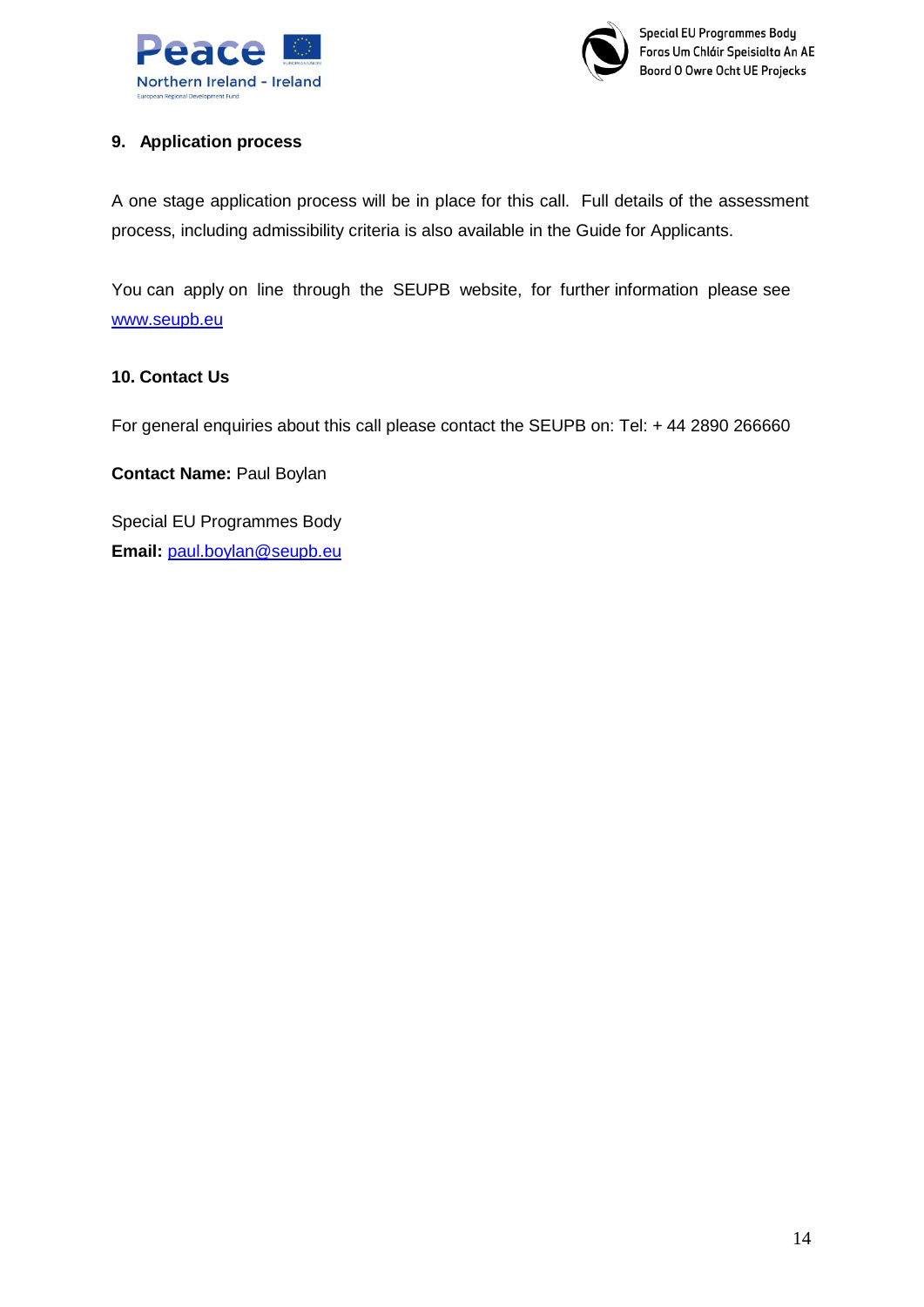## 9. Application process

A one stage application process will be in place for this call. Full details of the assessment process, including admissibility criteria is also available in the Guide for Applicants.

You can apply on line through the SEUPB website, for further information please see www.seupb.eu

## 10. Contact Us

For general enquiries about this call please contact the SEUPB on: Tel: + 44 2890 266660

**Contact Name:** Paul Boylan

Special EU Programmes Body
**Email:** paul.boylan@seupb.eu